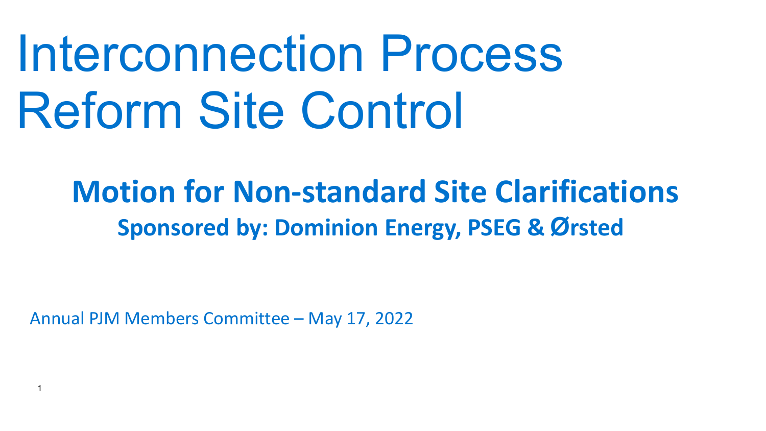# Interconnection Process Reform Site Control

## Motion for Non-standard Site Clarifications

### Sponsored by: Dominion Energy, PSEG & Ørsted

Annual PJM Members Committee – May 17, 2022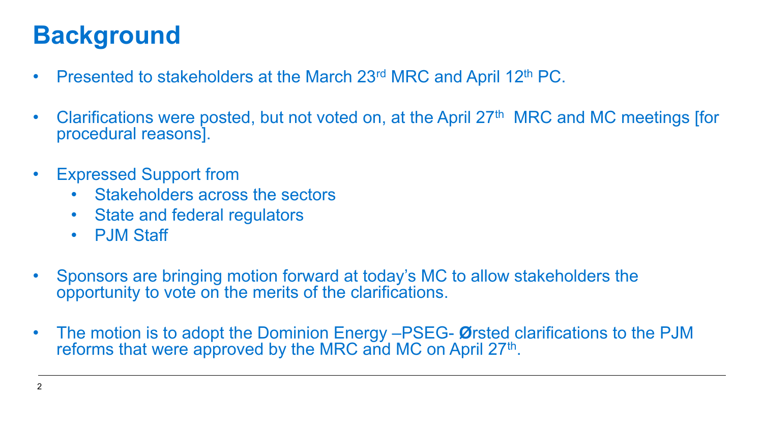# Background

- Presented to stakeholders at the March 23rd MRC and April 12th PC.
- Clarifications were posted, but not voted on, at the April 27th MRC and MC meetings [for procedural reasons].
- Expressed Support from
  - Stakeholders across the sectors
  - State and federal regulators
  - PJM Staff
- Sponsors are bringing motion forward at today's MC to allow stakeholders the opportunity to vote on the merits of the clarifications.
- The motion is to adopt the Dominion Energy –PSEG- Ørsted clarifications to the PJM reforms that were approved by the MRC and MC on April 27th.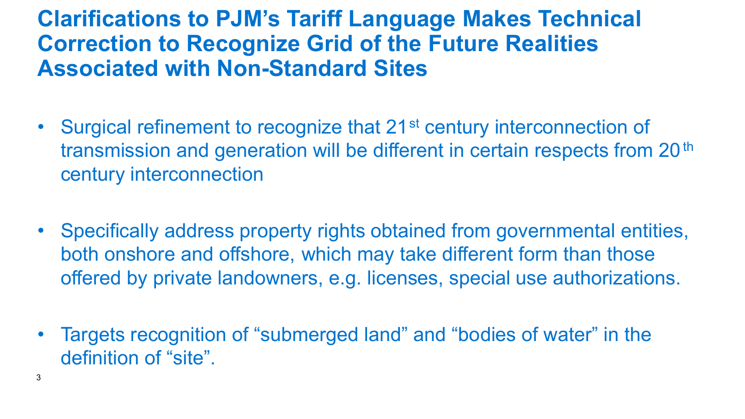# Clarifications to PJM's Tariff Language Makes Technical Correction to Recognize Grid of the Future Realities Associated with Non-Standard Sites

- Surgical refinement to recognize that 21st century interconnection of transmission and generation will be different in certain respects from 20th century interconnection
- Specifically address property rights obtained from governmental entities, both onshore and offshore, which may take different form than those offered by private landowners, e.g. licenses, special use authorizations.
- Targets recognition of "submerged land" and "bodies of water" in the definition of "site".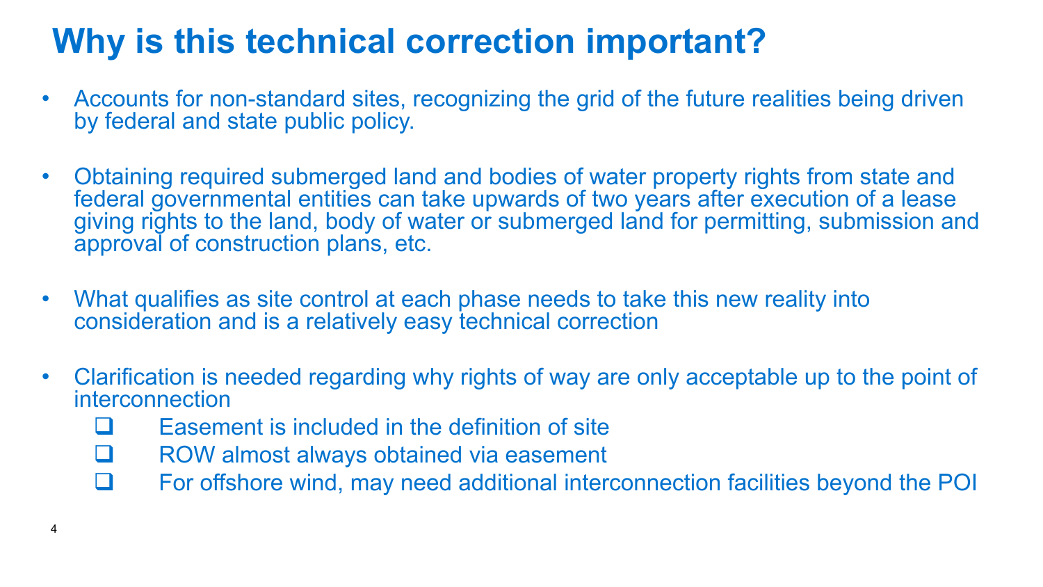# Why is this technical correction important?

- Accounts for non-standard sites, recognizing the grid of the future realities being driven by federal and state public policy.

- Obtaining required submerged land and bodies of water property rights from state and federal governmental entities can take upwards of two years after execution of a lease giving rights to the land, body of water or submerged land for permitting, submission and approval of construction plans, etc.

- What qualifies as site control at each phase needs to take this new reality into consideration and is a relatively easy technical correction

- Clarification is needed regarding why rights of way are only acceptable up to the point of interconnection
  - ❑ Easement is included in the definition of site
  - ❑ ROW almost always obtained via easement
  - ❑ For offshore wind, may need additional interconnection facilities beyond the POI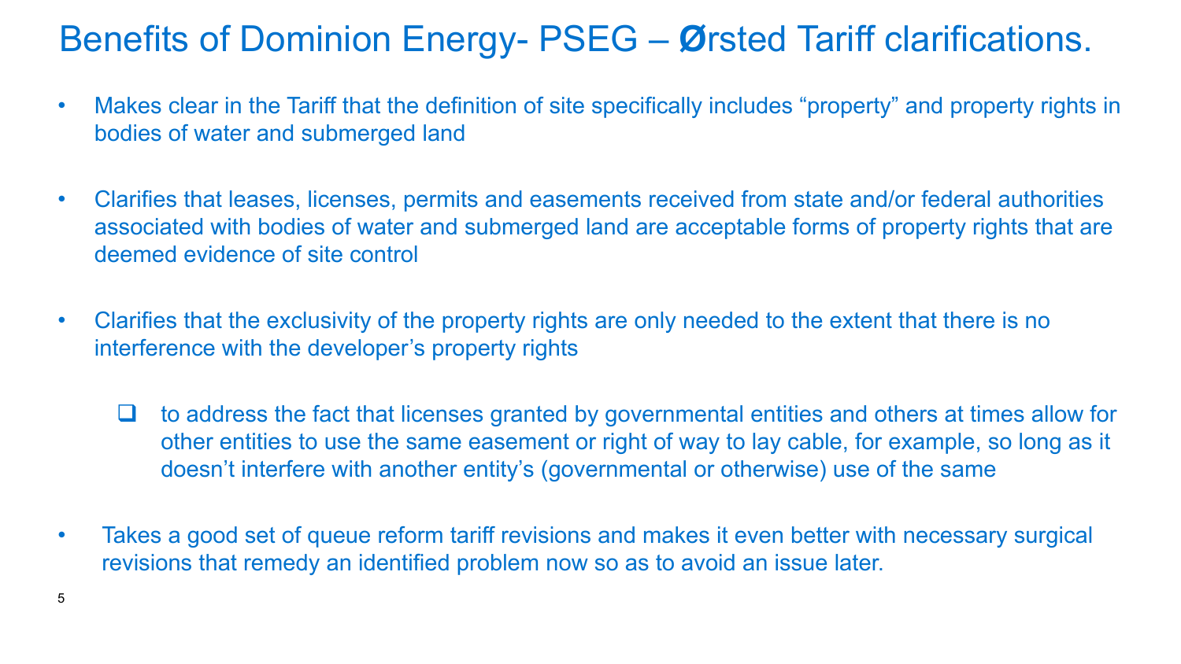# Benefits of Dominion Energy- PSEG – Ørsted Tariff clarifications.

- Makes clear in the Tariff that the definition of site specifically includes “property” and property rights in bodies of water and submerged land
- Clarifies that leases, licenses, permits and easements received from state and/or federal authorities associated with bodies of water and submerged land are acceptable forms of property rights that are deemed evidence of site control
- Clarifies that the exclusivity of the property rights are only needed to the extent that there is no interference with the developer’s property rights
    - to address the fact that licenses granted by governmental entities and others at times allow for other entities to use the same easement or right of way to lay cable, for example, so long as it doesn’t interfere with another entity’s (governmental or otherwise) use of the same
- Takes a good set of queue reform tariff revisions and makes it even better with necessary surgical revisions that remedy an identified problem now so as to avoid an issue later.